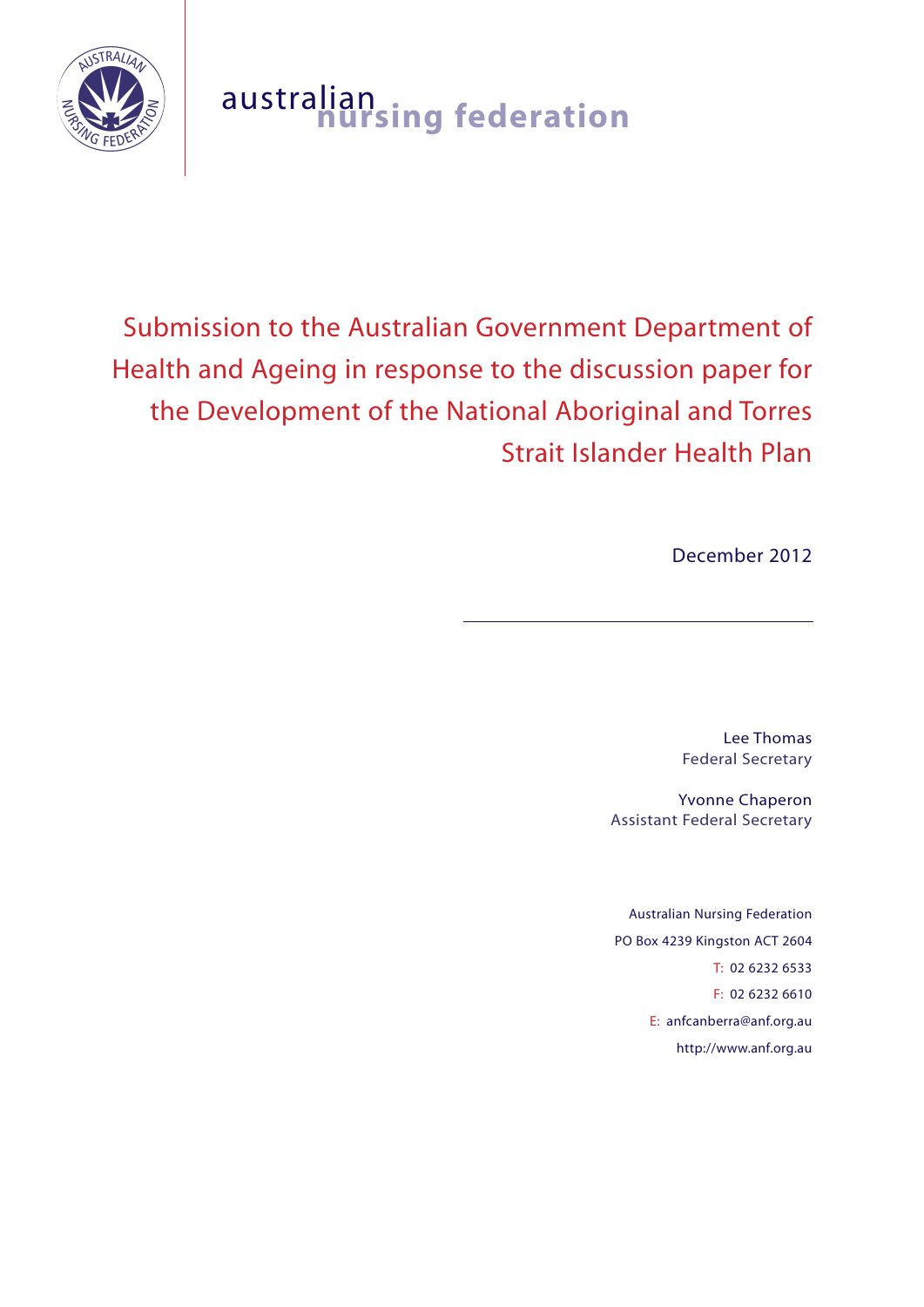australian nursing federation

# Submission to the Australian Government Department of Health and Ageing in response to the discussion paper for the Development of the National Aboriginal and Torres Strait Islander Health Plan

December 2012

---

Lee Thomas
Federal Secretary

Yvonne Chaperon
Assistant Federal Secretary

Australian Nursing Federation
PO Box 4239 Kingston ACT 2604
T: 02 6232 6533
F: 02 6232 6610
E: anfcanberra@anf.org.au
http://www.anf.org.au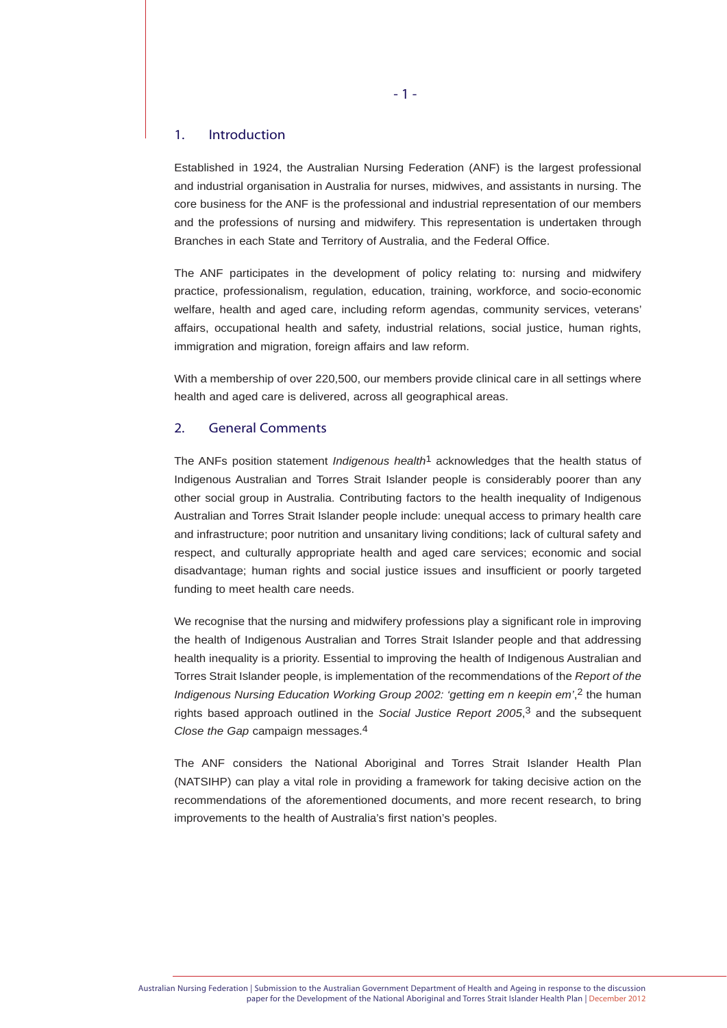## 1. Introduction

Established in 1924, the Australian Nursing Federation (ANF) is the largest professional and industrial organisation in Australia for nurses, midwives, and assistants in nursing. The core business for the ANF is the professional and industrial representation of our members and the professions of nursing and midwifery. This representation is undertaken through Branches in each State and Territory of Australia, and the Federal Office.

The ANF participates in the development of policy relating to: nursing and midwifery practice, professionalism, regulation, education, training, workforce, and socio-economic welfare, health and aged care, including reform agendas, community services, veterans' affairs, occupational health and safety, industrial relations, social justice, human rights, immigration and migration, foreign affairs and law reform.

With a membership of over 220,500, our members provide clinical care in all settings where health and aged care is delivered, across all geographical areas.

## 2. General Comments

The ANFs position statement *Indigenous health*[1] acknowledges that the health status of Indigenous Australian and Torres Strait Islander people is considerably poorer than any other social group in Australia. Contributing factors to the health inequality of Indigenous Australian and Torres Strait Islander people include: unequal access to primary health care and infrastructure; poor nutrition and unsanitary living conditions; lack of cultural safety and respect, and culturally appropriate health and aged care services; economic and social disadvantage; human rights and social justice issues and insufficient or poorly targeted funding to meet health care needs.

We recognise that the nursing and midwifery professions play a significant role in improving the health of Indigenous Australian and Torres Strait Islander people and that addressing health inequality is a priority. Essential to improving the health of Indigenous Australian and Torres Strait Islander people, is implementation of the recommendations of the *Report of the Indigenous Nursing Education Working Group 2002: 'getting em n keepin em'*,[2] the human rights based approach outlined in the *Social Justice Report 2005*,[3] and the subsequent *Close the Gap* campaign messages.[4]

The ANF considers the National Aboriginal and Torres Strait Islander Health Plan (NATSIHP) can play a vital role in providing a framework for taking decisive action on the recommendations of the aforementioned documents, and more recent research, to bring improvements to the health of Australia's first nation's peoples.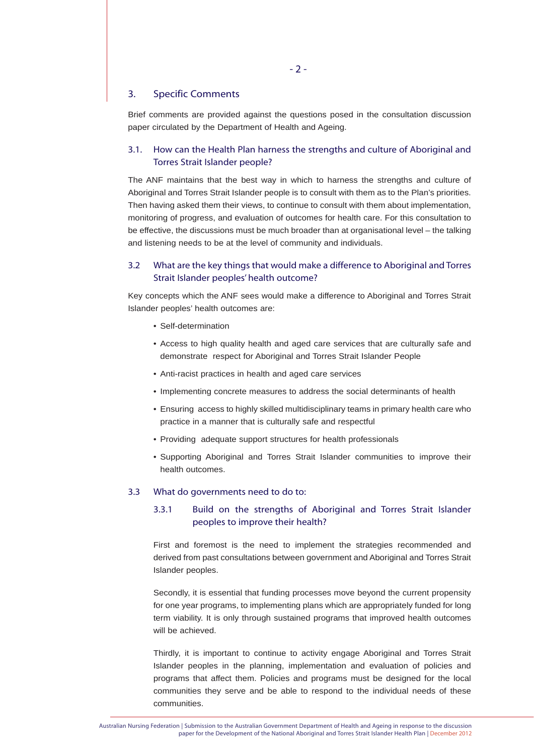## 3. Specific Comments

Brief comments are provided against the questions posed in the consultation discussion paper circulated by the Department of Health and Ageing.

### 3.1. How can the Health Plan harness the strengths and culture of Aboriginal and Torres Strait Islander people?

The ANF maintains that the best way in which to harness the strengths and culture of Aboriginal and Torres Strait Islander people is to consult with them as to the Plan's priorities. Then having asked them their views, to continue to consult with them about implementation, monitoring of progress, and evaluation of outcomes for health care. For this consultation to be effective, the discussions must be much broader than at organisational level – the talking and listening needs to be at the level of community and individuals.

### 3.2 What are the key things that would make a difference to Aboriginal and Torres Strait Islander peoples' health outcome?

Key concepts which the ANF sees would make a difference to Aboriginal and Torres Strait Islander peoples' health outcomes are:

- Self-determination
- Access to high quality health and aged care services that are culturally safe and demonstrate respect for Aboriginal and Torres Strait Islander People
- Anti-racist practices in health and aged care services
- Implementing concrete measures to address the social determinants of health
- Ensuring access to highly skilled multidisciplinary teams in primary health care who practice in a manner that is culturally safe and respectful
- Providing adequate support structures for health professionals
- Supporting Aboriginal and Torres Strait Islander communities to improve their health outcomes.

### 3.3 What do governments need to do to:

#### 3.3.1 Build on the strengths of Aboriginal and Torres Strait Islander peoples to improve their health?

First and foremost is the need to implement the strategies recommended and derived from past consultations between government and Aboriginal and Torres Strait Islander peoples.

Secondly, it is essential that funding processes move beyond the current propensity for one year programs, to implementing plans which are appropriately funded for long term viability. It is only through sustained programs that improved health outcomes will be achieved.

Thirdly, it is important to continue to activity engage Aboriginal and Torres Strait Islander peoples in the planning, implementation and evaluation of policies and programs that affect them. Policies and programs must be designed for the local communities they serve and be able to respond to the individual needs of these communities.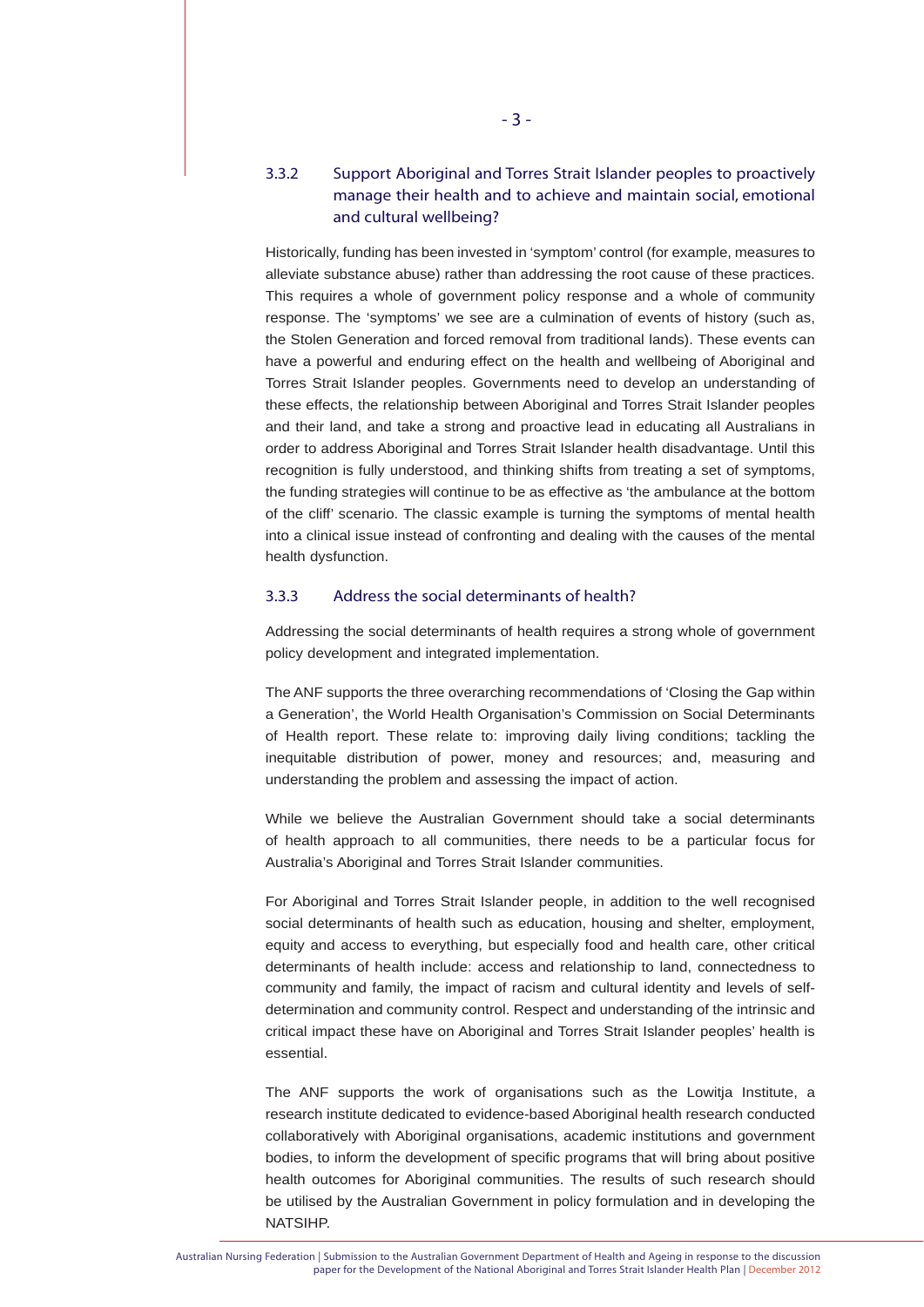### 3.3.2 Support Aboriginal and Torres Strait Islander peoples to proactively manage their health and to achieve and maintain social, emotional and cultural wellbeing?

Historically, funding has been invested in 'symptom' control (for example, measures to alleviate substance abuse) rather than addressing the root cause of these practices. This requires a whole of government policy response and a whole of community response. The 'symptoms' we see are a culmination of events of history (such as, the Stolen Generation and forced removal from traditional lands). These events can have a powerful and enduring effect on the health and wellbeing of Aboriginal and Torres Strait Islander peoples. Governments need to develop an understanding of these effects, the relationship between Aboriginal and Torres Strait Islander peoples and their land, and take a strong and proactive lead in educating all Australians in order to address Aboriginal and Torres Strait Islander health disadvantage. Until this recognition is fully understood, and thinking shifts from treating a set of symptoms, the funding strategies will continue to be as effective as 'the ambulance at the bottom of the cliff' scenario. The classic example is turning the symptoms of mental health into a clinical issue instead of confronting and dealing with the causes of the mental health dysfunction.

### 3.3.3 Address the social determinants of health?

Addressing the social determinants of health requires a strong whole of government policy development and integrated implementation.

The ANF supports the three overarching recommendations of 'Closing the Gap within a Generation', the World Health Organisation's Commission on Social Determinants of Health report. These relate to: improving daily living conditions; tackling the inequitable distribution of power, money and resources; and, measuring and understanding the problem and assessing the impact of action.

While we believe the Australian Government should take a social determinants of health approach to all communities, there needs to be a particular focus for Australia's Aboriginal and Torres Strait Islander communities.

For Aboriginal and Torres Strait Islander people, in addition to the well recognised social determinants of health such as education, housing and shelter, employment, equity and access to everything, but especially food and health care, other critical determinants of health include: access and relationship to land, connectedness to community and family, the impact of racism and cultural identity and levels of self-determination and community control. Respect and understanding of the intrinsic and critical impact these have on Aboriginal and Torres Strait Islander peoples' health is essential.

The ANF supports the work of organisations such as the Lowitja Institute, a research institute dedicated to evidence-based Aboriginal health research conducted collaboratively with Aboriginal organisations, academic institutions and government bodies, to inform the development of specific programs that will bring about positive health outcomes for Aboriginal communities. The results of such research should be utilised by the Australian Government in policy formulation and in developing the NATSIHP.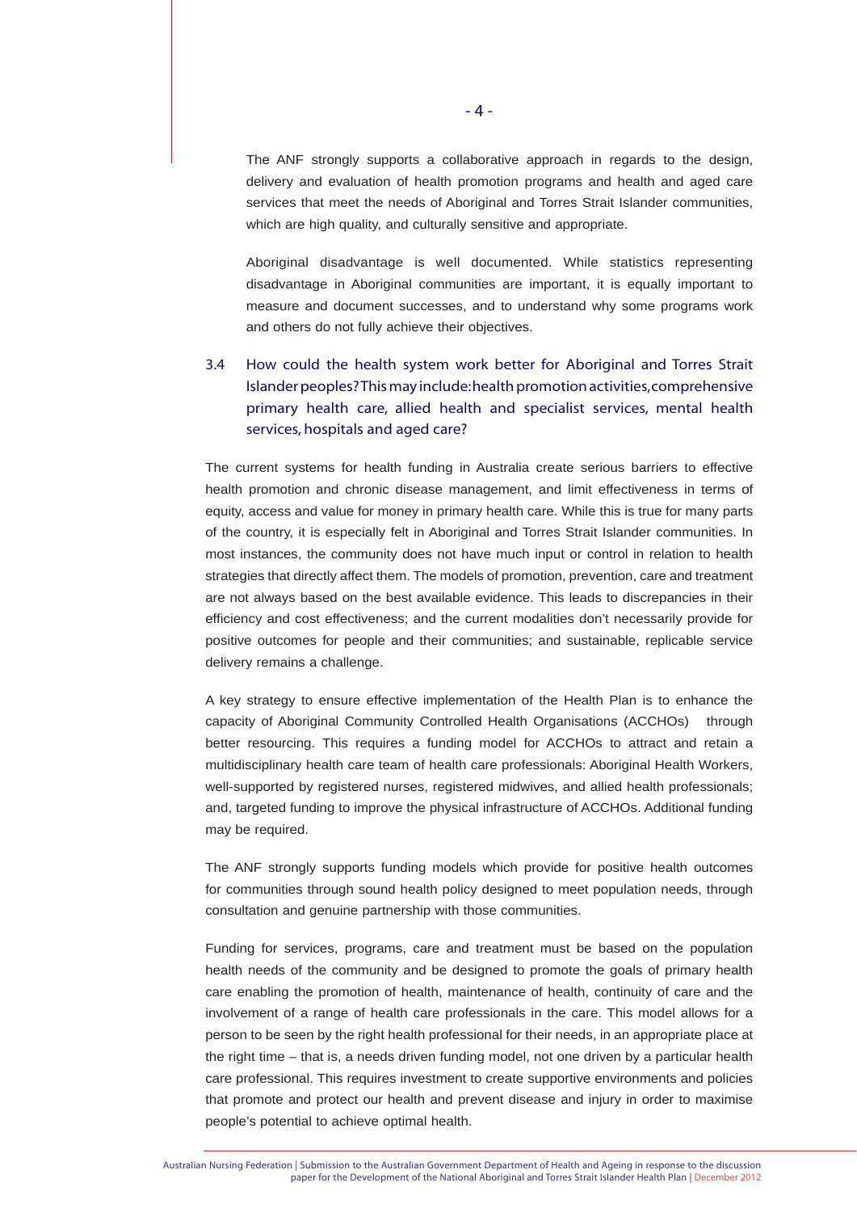The ANF strongly supports a collaborative approach in regards to the design, delivery and evaluation of health promotion programs and health and aged care services that meet the needs of Aboriginal and Torres Strait Islander communities, which are high quality, and culturally sensitive and appropriate.

Aboriginal disadvantage is well documented. While statistics representing disadvantage in Aboriginal communities are important, it is equally important to measure and document successes, and to understand why some programs work and others do not fully achieve their objectives.

### 3.4 How could the health system work better for Aboriginal and Torres Strait Islander peoples? This may include: health promotion activities, comprehensive primary health care, allied health and specialist services, mental health services, hospitals and aged care?

The current systems for health funding in Australia create serious barriers to effective health promotion and chronic disease management, and limit effectiveness in terms of equity, access and value for money in primary health care. While this is true for many parts of the country, it is especially felt in Aboriginal and Torres Strait Islander communities. In most instances, the community does not have much input or control in relation to health strategies that directly affect them. The models of promotion, prevention, care and treatment are not always based on the best available evidence. This leads to discrepancies in their efficiency and cost effectiveness; and the current modalities don't necessarily provide for positive outcomes for people and their communities; and sustainable, replicable service delivery remains a challenge.

A key strategy to ensure effective implementation of the Health Plan is to enhance the capacity of Aboriginal Community Controlled Health Organisations (ACCHOs) through better resourcing. This requires a funding model for ACCHOs to attract and retain a multidisciplinary health care team of health care professionals: Aboriginal Health Workers, well-supported by registered nurses, registered midwives, and allied health professionals; and, targeted funding to improve the physical infrastructure of ACCHOs. Additional funding may be required.

The ANF strongly supports funding models which provide for positive health outcomes for communities through sound health policy designed to meet population needs, through consultation and genuine partnership with those communities.

Funding for services, programs, care and treatment must be based on the population health needs of the community and be designed to promote the goals of primary health care enabling the promotion of health, maintenance of health, continuity of care and the involvement of a range of health care professionals in the care. This model allows for a person to be seen by the right health professional for their needs, in an appropriate place at the right time – that is, a needs driven funding model, not one driven by a particular health care professional. This requires investment to create supportive environments and policies that promote and protect our health and prevent disease and injury in order to maximise people's potential to achieve optimal health.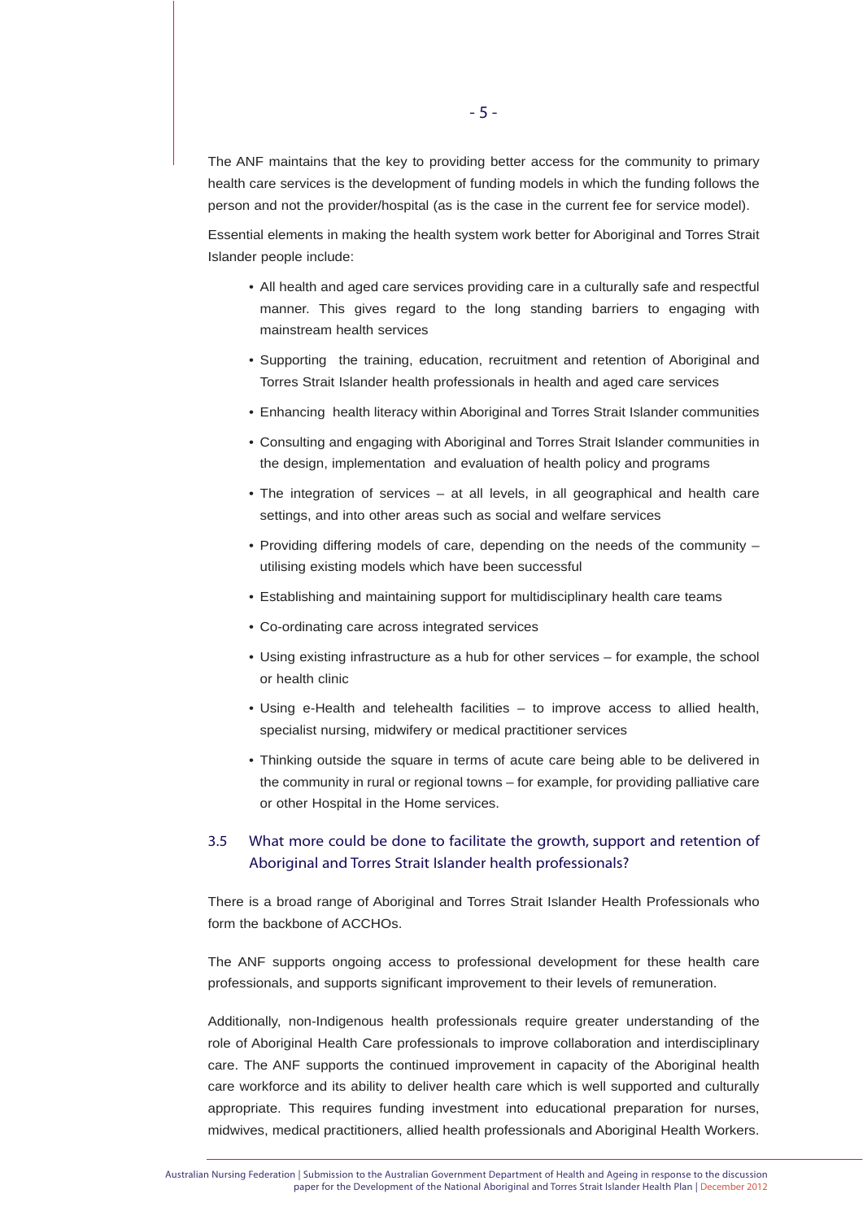The ANF maintains that the key to providing better access for the community to primary health care services is the development of funding models in which the funding follows the person and not the provider/hospital (as is the case in the current fee for service model).

Essential elements in making the health system work better for Aboriginal and Torres Strait Islander people include:

- All health and aged care services providing care in a culturally safe and respectful manner. This gives regard to the long standing barriers to engaging with mainstream health services
- Supporting the training, education, recruitment and retention of Aboriginal and Torres Strait Islander health professionals in health and aged care services
- Enhancing health literacy within Aboriginal and Torres Strait Islander communities
- Consulting and engaging with Aboriginal and Torres Strait Islander communities in the design, implementation and evaluation of health policy and programs
- The integration of services – at all levels, in all geographical and health care settings, and into other areas such as social and welfare services
- Providing differing models of care, depending on the needs of the community – utilising existing models which have been successful
- Establishing and maintaining support for multidisciplinary health care teams
- Co-ordinating care across integrated services
- Using existing infrastructure as a hub for other services – for example, the school or health clinic
- Using e-Health and telehealth facilities – to improve access to allied health, specialist nursing, midwifery or medical practitioner services
- Thinking outside the square in terms of acute care being able to be delivered in the community in rural or regional towns – for example, for providing palliative care or other Hospital in the Home services.

### 3.5 What more could be done to facilitate the growth, support and retention of Aboriginal and Torres Strait Islander health professionals?

There is a broad range of Aboriginal and Torres Strait Islander Health Professionals who form the backbone of ACCHOs.

The ANF supports ongoing access to professional development for these health care professionals, and supports significant improvement to their levels of remuneration.

Additionally, non-Indigenous health professionals require greater understanding of the role of Aboriginal Health Care professionals to improve collaboration and interdisciplinary care. The ANF supports the continued improvement in capacity of the Aboriginal health care workforce and its ability to deliver health care which is well supported and culturally appropriate. This requires funding investment into educational preparation for nurses, midwives, medical practitioners, allied health professionals and Aboriginal Health Workers.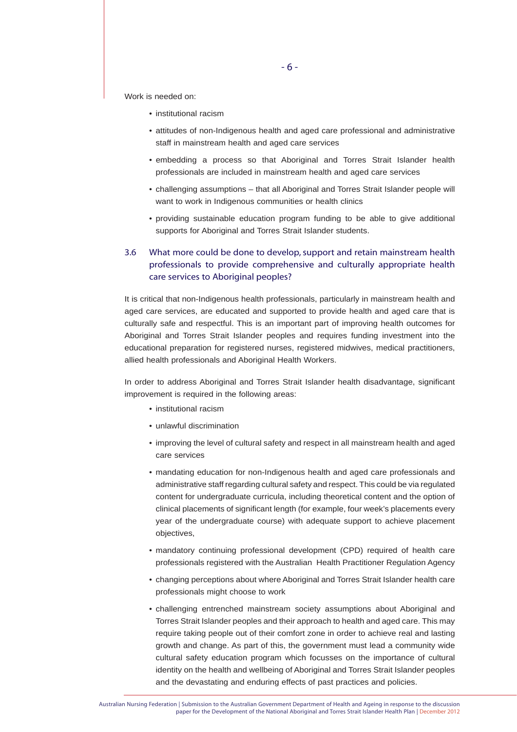Work is needed on:

- institutional racism
- attitudes of non-Indigenous health and aged care professional and administrative staff in mainstream health and aged care services
- embedding a process so that Aboriginal and Torres Strait Islander health professionals are included in mainstream health and aged care services
- challenging assumptions – that all Aboriginal and Torres Strait Islander people will want to work in Indigenous communities or health clinics
- providing sustainable education program funding to be able to give additional supports for Aboriginal and Torres Strait Islander students.

### 3.6 What more could be done to develop, support and retain mainstream health professionals to provide comprehensive and culturally appropriate health care services to Aboriginal peoples?

It is critical that non-Indigenous health professionals, particularly in mainstream health and aged care services, are educated and supported to provide health and aged care that is culturally safe and respectful. This is an important part of improving health outcomes for Aboriginal and Torres Strait Islander peoples and requires funding investment into the educational preparation for registered nurses, registered midwives, medical practitioners, allied health professionals and Aboriginal Health Workers.

In order to address Aboriginal and Torres Strait Islander health disadvantage, significant improvement is required in the following areas:

- institutional racism
- unlawful discrimination
- improving the level of cultural safety and respect in all mainstream health and aged care services
- mandating education for non-Indigenous health and aged care professionals and administrative staff regarding cultural safety and respect. This could be via regulated content for undergraduate curricula, including theoretical content and the option of clinical placements of significant length (for example, four week's placements every year of the undergraduate course) with adequate support to achieve placement objectives,
- mandatory continuing professional development (CPD) required of health care professionals registered with the Australian Health Practitioner Regulation Agency
- changing perceptions about where Aboriginal and Torres Strait Islander health care professionals might choose to work
- challenging entrenched mainstream society assumptions about Aboriginal and Torres Strait Islander peoples and their approach to health and aged care. This may require taking people out of their comfort zone in order to achieve real and lasting growth and change. As part of this, the government must lead a community wide cultural safety education program which focusses on the importance of cultural identity on the health and wellbeing of Aboriginal and Torres Strait Islander peoples and the devastating and enduring effects of past practices and policies.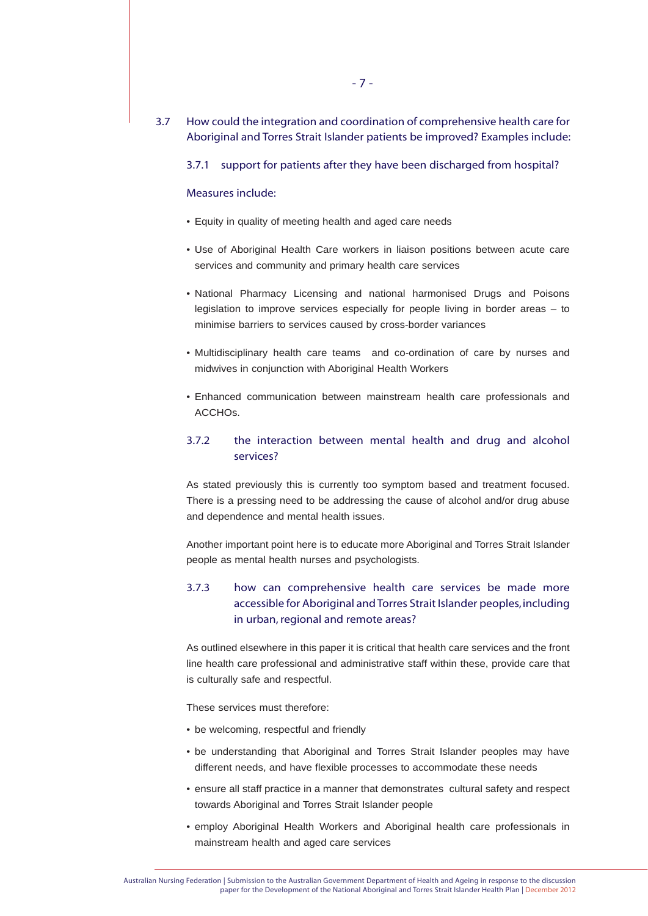### 3.7 How could the integration and coordination of comprehensive health care for Aboriginal and Torres Strait Islander patients be improved? Examples include:

#### 3.7.1 support for patients after they have been discharged from hospital?

Measures include:

- Equity in quality of meeting health and aged care needs
- Use of Aboriginal Health Care workers in liaison positions between acute care services and community and primary health care services
- National Pharmacy Licensing and national harmonised Drugs and Poisons legislation to improve services especially for people living in border areas – to minimise barriers to services caused by cross-border variances
- Multidisciplinary health care teams and co-ordination of care by nurses and midwives in conjunction with Aboriginal Health Workers
- Enhanced communication between mainstream health care professionals and ACCHOs.

#### 3.7.2 the interaction between mental health and drug and alcohol services?

As stated previously this is currently too symptom based and treatment focused. There is a pressing need to be addressing the cause of alcohol and/or drug abuse and dependence and mental health issues.

Another important point here is to educate more Aboriginal and Torres Strait Islander people as mental health nurses and psychologists.

#### 3.7.3 how can comprehensive health care services be made more accessible for Aboriginal and Torres Strait Islander peoples, including in urban, regional and remote areas?

As outlined elsewhere in this paper it is critical that health care services and the front line health care professional and administrative staff within these, provide care that is culturally safe and respectful.

These services must therefore:

- be welcoming, respectful and friendly
- be understanding that Aboriginal and Torres Strait Islander peoples may have different needs, and have flexible processes to accommodate these needs
- ensure all staff practice in a manner that demonstrates cultural safety and respect towards Aboriginal and Torres Strait Islander people
- employ Aboriginal Health Workers and Aboriginal health care professionals in mainstream health and aged care services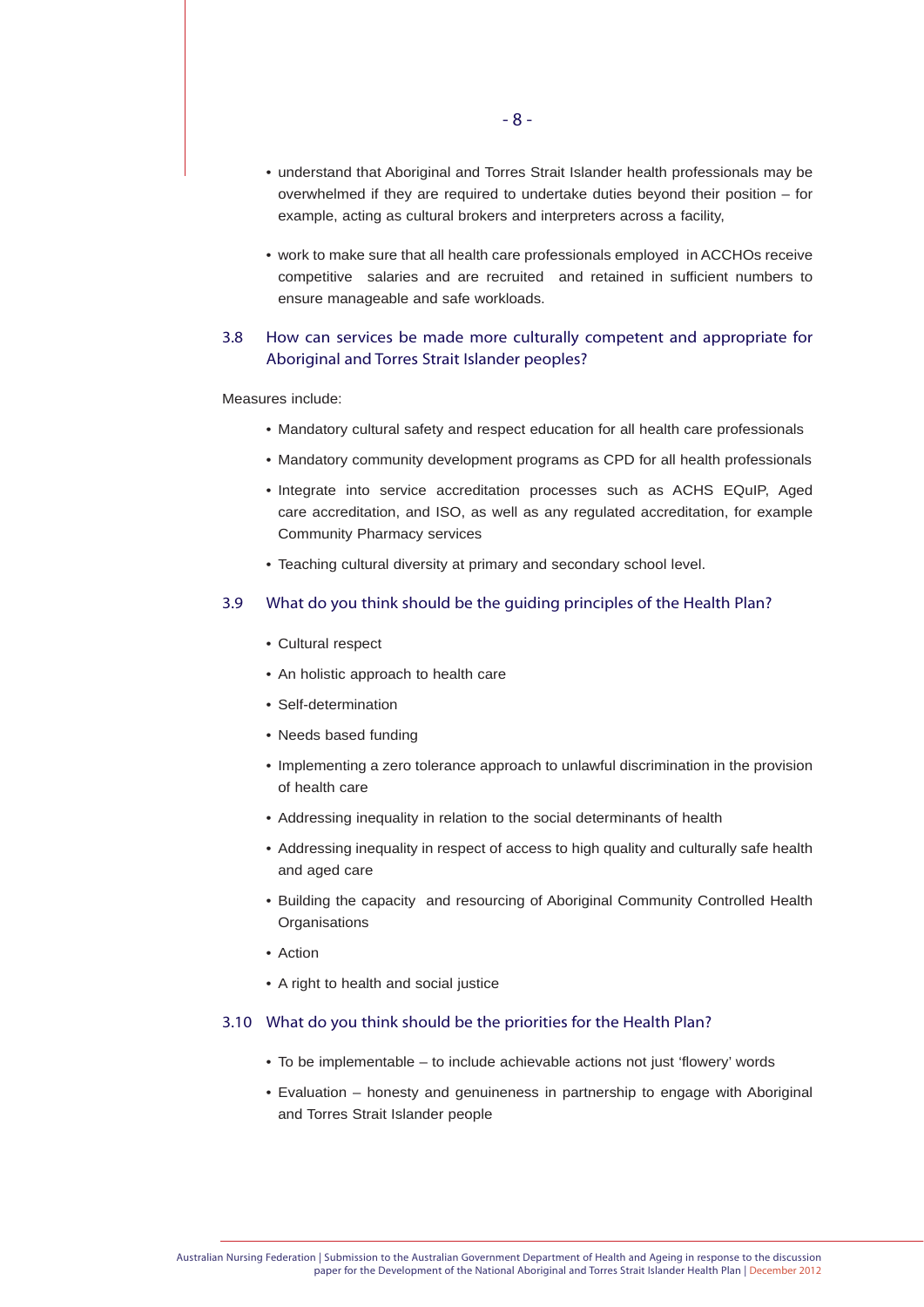- understand that Aboriginal and Torres Strait Islander health professionals may be overwhelmed if they are required to undertake duties beyond their position – for example, acting as cultural brokers and interpreters across a facility,

- work to make sure that all health care professionals employed in ACCHOs receive competitive salaries and are recruited and retained in sufficient numbers to ensure manageable and safe workloads.

### 3.8 How can services be made more culturally competent and appropriate for Aboriginal and Torres Strait Islander peoples?

Measures include:

- Mandatory cultural safety and respect education for all health care professionals
- Mandatory community development programs as CPD for all health professionals
- Integrate into service accreditation processes such as ACHS EQuIP, Aged care accreditation, and ISO, as well as any regulated accreditation, for example Community Pharmacy services
- Teaching cultural diversity at primary and secondary school level.

### 3.9 What do you think should be the guiding principles of the Health Plan?

- Cultural respect
- An holistic approach to health care
- Self-determination
- Needs based funding
- Implementing a zero tolerance approach to unlawful discrimination in the provision of health care
- Addressing inequality in relation to the social determinants of health
- Addressing inequality in respect of access to high quality and culturally safe health and aged care
- Building the capacity and resourcing of Aboriginal Community Controlled Health Organisations
- Action
- A right to health and social justice

### 3.10 What do you think should be the priorities for the Health Plan?

- To be implementable – to include achievable actions not just 'flowery' words
- Evaluation – honesty and genuineness in partnership to engage with Aboriginal and Torres Strait Islander people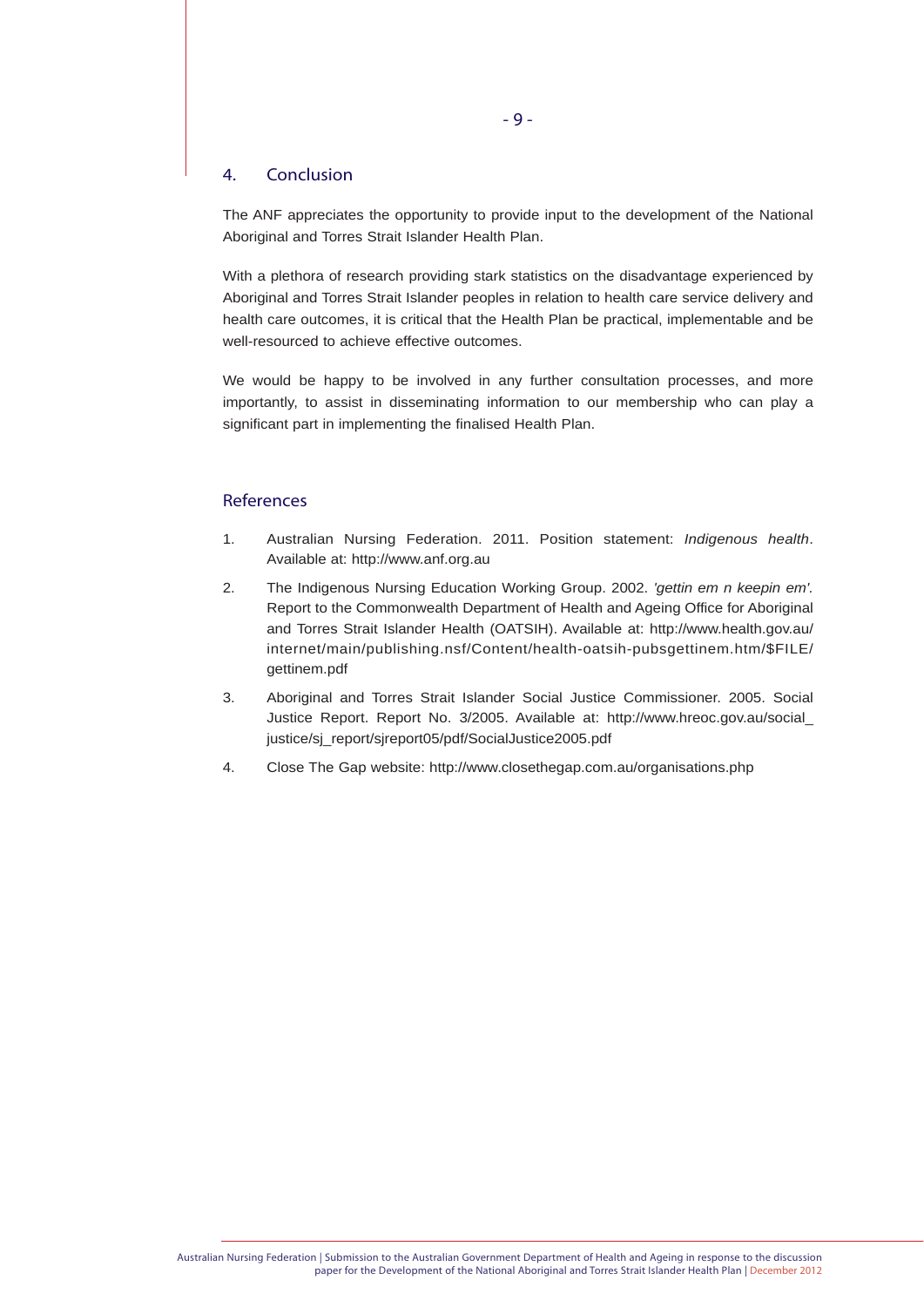## 4. Conclusion

The ANF appreciates the opportunity to provide input to the development of the National Aboriginal and Torres Strait Islander Health Plan.

With a plethora of research providing stark statistics on the disadvantage experienced by Aboriginal and Torres Strait Islander peoples in relation to health care service delivery and health care outcomes, it is critical that the Health Plan be practical, implementable and be well-resourced to achieve effective outcomes.

We would be happy to be involved in any further consultation processes, and more importantly, to assist in disseminating information to our membership who can play a significant part in implementing the finalised Health Plan.

## References

1. Australian Nursing Federation. 2011. Position statement: *Indigenous health*. Available at: http://www.anf.org.au
2. The Indigenous Nursing Education Working Group. 2002. *'gettin em n keepin em'.* Report to the Commonwealth Department of Health and Ageing Office for Aboriginal and Torres Strait Islander Health (OATSIH). Available at: http://www.health.gov.au/internet/main/publishing.nsf/Content/health-oatsih-pubsgettinem.htm/$FILE/gettinem.pdf
3. Aboriginal and Torres Strait Islander Social Justice Commissioner. 2005. Social Justice Report. Report No. 3/2005. Available at: http://www.hreoc.gov.au/social_justice/sj_report/sjreport05/pdf/SocialJustice2005.pdf
4. Close The Gap website: http://www.closethegap.com.au/organisations.php